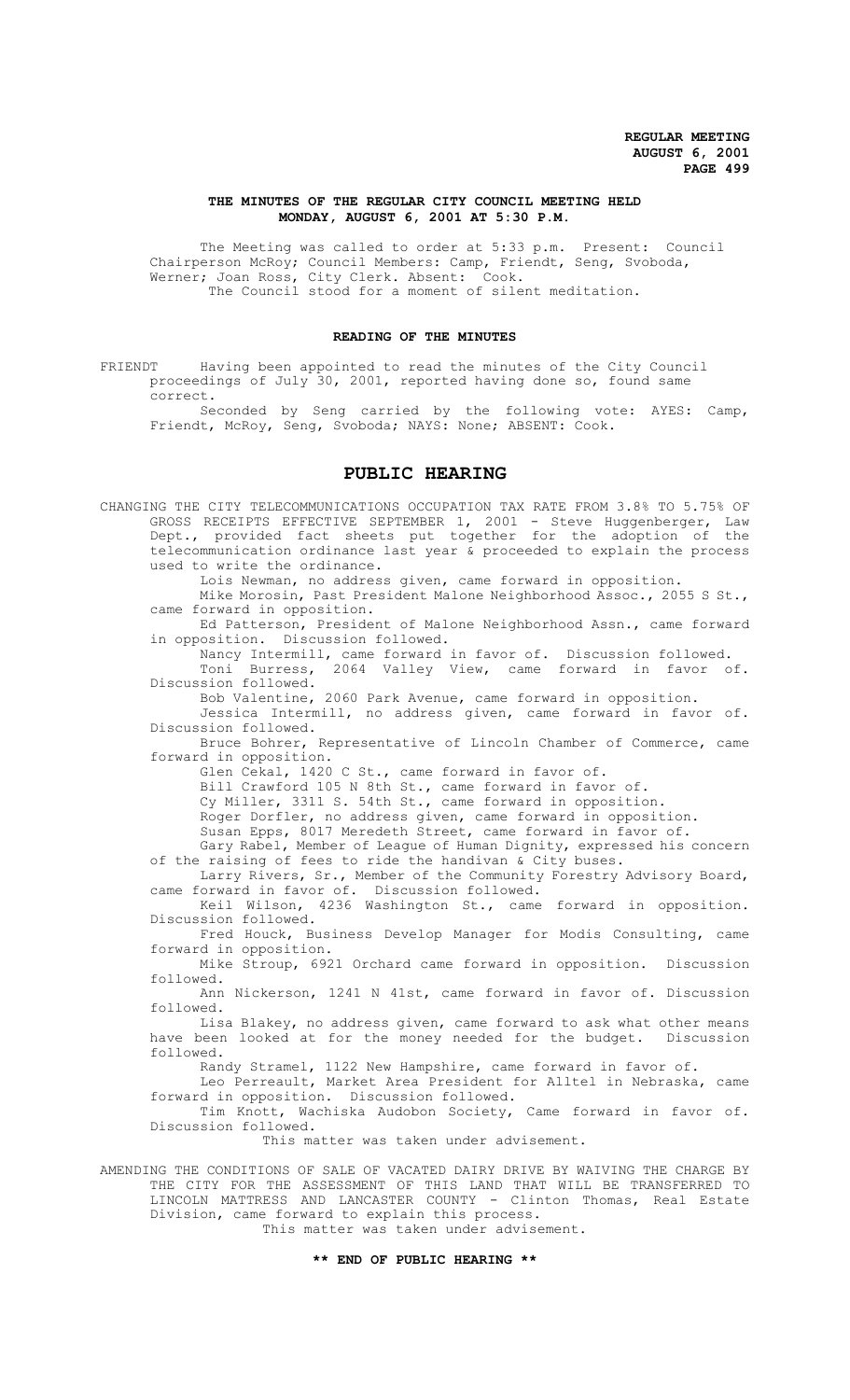**THE MINUTES OF THE REGULAR CITY COUNCIL MEETING HELD MONDAY, AUGUST 6, 2001 AT 5:30 P.M.**

The Meeting was called to order at 5:33 p.m. Present: Council Chairperson McRoy; Council Members: Camp, Friendt, Seng, Svoboda, Werner; Joan Ross, City Clerk. Absent: Cook.

The Council stood for a moment of silent meditation.

## READING OF THE MINUTES

FRIENDT Having been appointed to read the minutes of the City Council proceedings of July 30, 2001, reported having done so, found same correct.

Seconded by Seng carried by the following vote: AYES: Camp, Friendt, McRoy, Seng, Svoboda; NAYS: None; ABSENT: Cook.

# PUBLIC HEARING

CHANGING THE CITY TELECOMMUNICATIONS OCCUPATION TAX RATE FROM 3.8% TO 5.75% OF GROSS RECEIPTS EFFECTIVE SEPTEMBER 1, 2001 - Steve Huggenberger, Law Dept., provided fact sheets put together for the adoption of the telecommunication ordinance last year & proceeded to explain the process used to write the ordinance.

Lois Newman, no address given, came forward in opposition.

Mike Morosin, Past President Malone Neighborhood Assoc., 2055 S St., came forward in opposition.

Ed Patterson, President of Malone Neighborhood Assn., came forward in opposition. Discussion followed.

Nancy Intermill, came forward in favor of. Discussion followed.

Toni Burress, 2064 Valley View, came forward in favor of. Discussion followed.

Bob Valentine, 2060 Park Avenue, came forward in opposition.

Jessica Intermill, no address given, came forward in favor of. Discussion followed.

Bruce Bohrer, Representative of Lincoln Chamber of Commerce, came forward in opposition.

Glen Cekal, 1420 C St., came forward in favor of.

Bill Crawford 105 N 8th St., came forward in favor of.

Cy Miller, 3311 S. 54th St., came forward in opposition.

Roger Dorfler, no address given, came forward in opposition.

Susan Epps, 8017 Meredeth Street, came forward in favor of.

Gary Rabel, Member of League of Human Dignity, expressed his concern of the raising of fees to ride the handivan & City buses.

Larry Rivers, Sr., Member of the Community Forestry Advisory Board, came forward in favor of. Discussion followed.

Keil Wilson, 4236 Washington St., came forward in opposition. Discussion followed.

Fred Houck, Business Develop Manager for Modis Consulting, came forward in opposition.

Mike Stroup, 6921 Orchard came forward in opposition. Discussion followed.

Ann Nickerson, 1241 N 41st, came forward in favor of. Discussion followed.

Lisa Blakey, no address given, came forward to ask what other means have been looked at for the money needed for the budget. Discussion followed.

Randy Stramel, 1122 New Hampshire, came forward in favor of.

Leo Perreault, Market Area President for Alltel in Nebraska, came forward in opposition. Discussion followed.

Tim Knott, Wachiska Audobon Society, Came forward in favor of. Discussion followed.

This matter was taken under advisement.

AMENDING THE CONDITIONS OF SALE OF VACATED DAIRY DRIVE BY WAIVING THE CHARGE BY THE CITY FOR THE ASSESSMENT OF THIS LAND THAT WILL BE TRANSFERRED TO LINCOLN MATTRESS AND LANCASTER COUNTY - Clinton Thomas, Real Estate Division, came forward to explain this process.

This matter was taken under advisement.

**\*\* END OF PUBLIC HEARING \*\***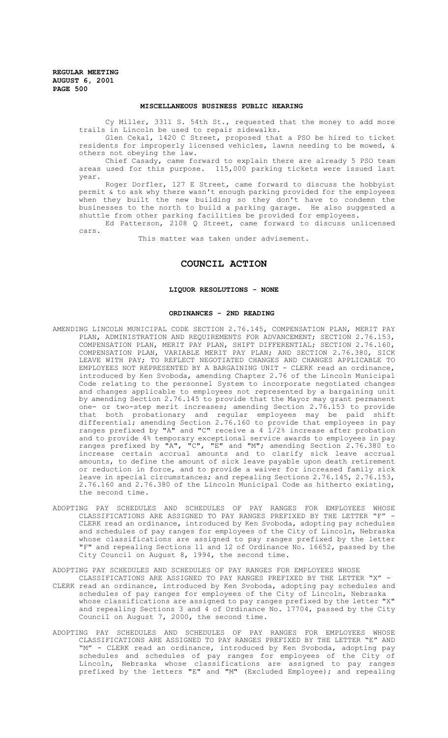#### MISCELLANEOUS BUSINESS PUBLIC HEARING

Cy Miller, 3311 S. 54th St., requested that the money to add more trails in Lincoln be used to repair sidewalks.

Glen Cekal, 1420 C Street, proposed that a PSO be hired to ticket residents for improperly licensed vehicles, lawns needing to be mowed, & others not obeying the law.

Chief Casady, came forward to explain there are already 5 PSO team areas used for this purpose. 115,000 parking tickets were issued last year.

Roger Dorfler, 127 E Street, came forward to discuss the hobbyist permit & to ask why there wasn't enough parking provided for the employees when they built the new building so they don't have to condemn the businesses to the north to build a parking garage. He also suggested a shuttle from other parking facilities be provided for employees.

Ed Patterson, 2108 Q Street, came forward to discuss unlicensed cars.

This matter was taken under advisement.

## COUNCIL ACTION

#### LIQUOR RESOLUTIONS - NONE

#### ORDINANCES - 2ND READING

AMENDING LINCOLN MUNICIPAL CODE SECTION 2.76.145, COMPENSATION PLAN, MERIT PAY PLAN, ADMINISTRATION AND REQUIREMENTS FOR ADVANCEMENT; SECTION 2.76.153, COMPENSATION PLAN, MERIT PAY PLAN, SHIFT DIFFERENTIAL; SECTION 2.76.160, COMPENSATION PLAN, VARIABLE MERIT PAY PLAN; AND SECTION 2.76.380, SICK LEAVE WITH PAY; TO REFLECT NEGOTIATED CHANGES AND CHANGES APPLICABLE TO EMPLOYEES NOT REPRESENTED BY A BARGAINING UNIT - CLERK read an ordinance, introduced by Ken Svoboda, amending Chapter 2.76 of the Lincoln Municipal Code relating to the personnel System to incorporate negotiated changes and changes applicable to employees not represented by a bargaining unit by amending Section 2.76.145 to provide that the Mayor may grant permanent one- or two-step merit increases; amending Section 2.76.153 to provide that both probationary and regular employees may be paid shift differential; amending Section 2.76.160 to provide that employees in pay ranges prefixed by "A" and "C" receive a 4 1/2% increase after probation and to provide 4% temporary exceptional service awards to employees in pay ranges prefixed by "A", "C", "E" and "M"; amending Section 2.76.380 to increase certain accrual amounts and to clarify sick leave accrual amounts, to define the amount of sick leave payable upon death retirement or reduction in force, and to provide a waiver for increased family sick leave in special circumstances; and repealing Sections 2.76.145, 2.76.153, 2.76.160 and 2.76.380 of the Lincoln Municipal Code as hitherto existing, the second time.

ADOPTING PAY SCHEDULES AND SCHEDULES OF PAY RANGES FOR EMPLOYEES WHOSE CLASSIFICATIONS ARE ASSIGNED TO PAY RANGES PREFIXED BY THE LETTER "F" - CLERK read an ordinance, introduced by Ken Svoboda, adopting pay schedules and schedules of pay ranges for employees of the City of Lincoln, Nebraska whose classifications are assigned to pay ranges prefixed by the letter "F" and repealing Sections 11 and 12 of Ordinance No. 16652, passed by the City Council on August 8, 1994, the second time.

ADOPTING PAY SCHEDULES AND SCHEDULES OF PAY RANGES FOR EMPLOYEES WHOSE CLASSIFICATIONS ARE ASSIGNED TO PAY RANGES PREFIXED BY THE LETTER "X" - CLERK read an ordinance, introduced by Ken Svoboda, adopting pay schedules and schedules of pay ranges for employees of the City of Lincoln, Nebraska whose classifications are assigned to pay ranges prefixed by the letter "X" and repealing Sections 3 and 4 of Ordinance No. 17704, passed by the City Council on August 7, 2000, the second time.

ADOPTING PAY SCHEDULES AND SCHEDULES OF PAY RANGES FOR EMPLOYEES WHOSE CLASSIFICATIONS ARE ASSIGNED TO PAY RANGES PREFIXED BY THE LETTER "E" AND "M" - CLERK read an ordinance, introduced by Ken Svoboda, adopting pay schedules and schedules of pay ranges for employees of the City of Lincoln, Nebraska whose classifications are assigned to pay ranges prefixed by the letters "E" and "M" (Excluded Employee); and repealing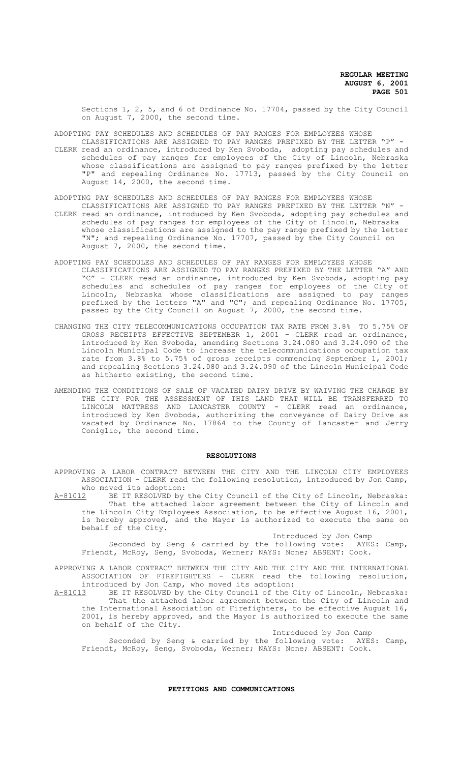Sections 1, 2, 5, and 6 of Ordinance No. 17704, passed by the City Council on August 7, 2000, the second time.

ADOPTING PAY SCHEDULES AND SCHEDULES OF PAY RANGES FOR EMPLOYEES WHOSE CLASSIFICATIONS ARE ASSIGNED TO PAY RANGES PREFIXED BY THE LETTER "P" - CLERK read an ordinance, introduced by Ken Svoboda, adopting pay schedules and schedules of pay ranges for employees of the City of Lincoln, Nebraska whose classifications are assigned to pay ranges prefixed by the letter "P" and repealing Ordinance No. 17713, passed by the City Council on August 14, 2000, the second time.

ADOPTING PAY SCHEDULES AND SCHEDULES OF PAY RANGES FOR EMPLOYEES WHOSE CLASSIFICATIONS ARE ASSIGNED TO PAY RANGES PREFIXED BY THE LETTER "N" - CLERK read an ordinance, introduced by Ken Svoboda, adopting pay schedules and schedules of pay ranges for employees of the City of Lincoln, Nebraska whose classifications are assigned to the pay range prefixed by the letter "N"; and repealing Ordinance No. 17707, passed by the City Council on August 7, 2000, the second time.

ADOPTING PAY SCHEDULES AND SCHEDULES OF PAY RANGES FOR EMPLOYEES WHOSE CLASSIFICATIONS ARE ASSIGNED TO PAY RANGES PREFIXED BY THE LETTER "A" AND "C" - CLERK read an ordinance, introduced by Ken Svoboda, adopting pay schedules and schedules of pay ranges for employees of the City of Lincoln, Nebraska whose classifications are assigned to pay ranges prefixed by the letters "A" and "C"; and repealing Ordinance No. 17705, passed by the City Council on August 7, 2000, the second time.

CHANGING THE CITY TELECOMMUNICATIONS OCCUPATION TAX RATE FROM 3.8% TO 5.75% OF GROSS RECEIPTS EFFECTIVE SEPTEMBER 1, 2001 - CLERK read an ordinance, introduced by Ken Svoboda, amending Sections 3.24.080 and 3.24.090 of the Lincoln Municipal Code to increase the telecommunications occupation tax rate from 3.8% to 5.75% of gross receipts commencing September 1, 2001; and repealing Sections 3.24.080 and 3.24.090 of the Lincoln Municipal Code as hitherto existing, the second time.

AMENDING THE CONDITIONS OF SALE OF VACATED DAIRY DRIVE BY WAIVING THE CHARGE BY THE CITY FOR THE ASSESSMENT OF THIS LAND THAT WILL BE TRANSFERRED TO LINCOLN MATTRESS AND LANCASTER COUNTY - CLERK read an ordinance, introduced by Ken Svoboda, authorizing the conveyance of Dairy Drive as vacated by Ordinance No. 17864 to the County of Lancaster and Jerry Coniglio, the second time.

## RESOLUTIONS

APPROVING A LABOR CONTRACT BETWEEN THE CITY AND THE LINCOLN CITY EMPLOYEES ASSOCIATION - CLERK read the following resolution, introduced by Jon Camp, who moved its adoption:

A-81012 BE IT RESOLVED by the City Council of the City of Lincoln, Nebraska: That the attached labor agreement between the City of Lincoln and the Lincoln City Employees Association, to be effective August 16, 2001, is hereby approved, and the Mayor is authorized to execute the same on behalf of the City.

Introduced by Jon Camp

Seconded by Seng & carried by the following vote: AYES: Camp, Friendt, McRoy, Seng, Svoboda, Werner; NAYS: None; ABSENT: Cook.

APPROVING A LABOR CONTRACT BETWEEN THE CITY AND THE CITY AND THE INTERNATIONAL ASSOCIATION OF FIREFIGHTERS - CLERK read the following resolution, introduced by Jon Camp, who moved its adoption:

A-81013 BE IT RESOLVED by the City Council of the City of Lincoln, Nebraska: That the attached labor agreement between the City of Lincoln and the International Association of Firefighters, to be effective August 16, 2001, is hereby approved, and the Mayor is authorized to execute the same on behalf of the City.

Introduced by Jon Camp

Seconded by Seng & carried by the following vote: AYES: Camp, Friendt, McRoy, Seng, Svoboda, Werner; NAYS: None; ABSENT: Cook.

## PETITIONS AND COMMUNICATIONS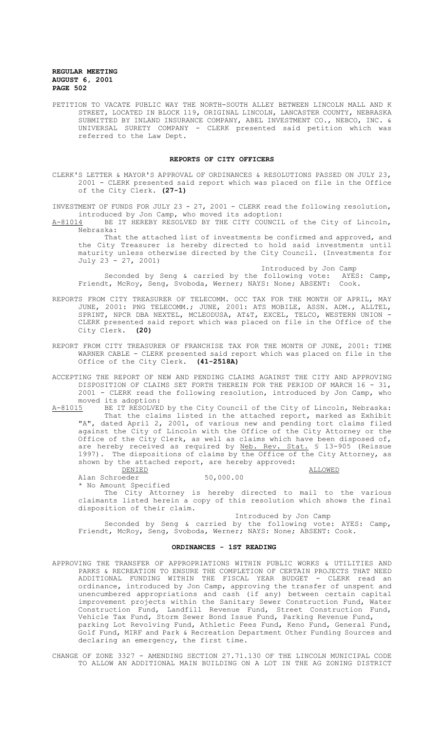PETITION TO VACATE PUBLIC WAY THE NORTH-SOUTH ALLEY BETWEEN LINCOLN MALL AND K STREET, LOCATED IN BLOCK 119, ORIGINAL LINCOLN, LANCASTER COUNTY, NEBRASKA SUBMITTED BY INLAND INSURANCE COMPANY, ABEL INVESTMENT CO., NEBCO, INC. & UNIVERSAL SURETY COMPANY - CLERK presented said petition which was referred to the Law Dept.

## REPORTS OF CITY OFFICERS

CLERK'S LETTER & MAYOR'S APPROVAL OF ORDINANCES & RESOLUTIONS PASSED ON JULY 23, 2001 - CLERK presented said report which was placed on file in the Office of the City Clerk. **(27-1)**

INVESTMENT OF FUNDS FOR JULY 23 - 27, 2001 - CLERK read the following resolution, introduced by Jon Camp, who moved its adoption:

A-81014 BE IT HEREBY RESOLVED BY THE CITY COUNCIL of the City of Lincoln, Nebraska:

That the attached list of investments be confirmed and approved, and the City Treasurer is hereby directed to hold said investments until maturity unless otherwise directed by the City Council. (Investments for July 23 - 27, 2001)

Introduced by Jon Camp

Seconded by Seng & carried by the following vote: AYES: Camp, Friendt, McRoy, Seng, Svoboda, Werner; NAYS: None; ABSENT: Cook.

REPORTS FROM CITY TREASURER OF TELECOMM. OCC TAX FOR THE MONTH OF APRIL, MAY JUNE, 2001: PNG TELECOMM.; JUNE, 2001: ATS MOBILE, ASSN. ADM., ALLTEL, SPRINT, NPCR DBA NEXTEL, MCLEODUSA, AT&T, EXCEL, TELCO, WESTERN UNION - CLERK presented said report which was placed on file in the Office of the City Clerk. **(20)**

REPORT FROM CITY TREASURER OF FRANCHISE TAX FOR THE MONTH OF JUNE, 2001: TIME WARNER CABLE - CLERK presented said report which was placed on file in the Office of the City Clerk. **(41-2518A)**

ACCEPTING THE REPORT OF NEW AND PENDING CLAIMS AGAINST THE CITY AND APPROVING DISPOSITION OF CLAIMS SET FORTH THEREIN FOR THE PERIOD OF MARCH 16 - 31, 2001 - CLERK read the following resolution, introduced by Jon Camp, who moved its adoption:

A-81015 BE IT RESOLVED by the City Council of the City of Lincoln, Nebraska:

That the claims listed in the attached report, marked as Exhibit "A", dated April 2, 2001, of various new and pending tort claims filed against the City of Lincoln with the Office of the City Attorney or the Office of the City Clerk, as well as claims which have been disposed of, are hereby received as required by Neb. Rev. Stat. § 13-905 (Reissue 1997). The dispositions of claims by the Office of the City Attorney, as shown by the attached report, are hereby approved:

| | DENIED | ALLOWED |
|---|---|---|
| Alan Schroeder | 50,000.00 | |

\* No Amount Specified

The City Attorney is hereby directed to mail to the various claimants listed herein a copy of this resolution which shows the final disposition of their claim.

Introduced by Jon Camp

Seconded by Seng & carried by the following vote: AYES: Camp, Friendt, McRoy, Seng, Svoboda, Werner; NAYS: None; ABSENT: Cook.

## ORDINANCES - 1ST READING

APPROVING THE TRANSFER OF APPROPRIATIONS WITHIN PUBLIC WORKS & UTILITIES AND PARKS & RECREATION TO ENSURE THE COMPLETION OF CERTAIN PROJECTS THAT NEED ADDITIONAL FUNDING WITHIN THE FISCAL YEAR BUDGET - CLERK read an ordinance, introduced by Jon Camp, approving the transfer of unspent and unencumbered appropriations and cash (if any) between certain capital improvement projects within the Sanitary Sewer Construction Fund, Water Construction Fund, Landfill Revenue Fund, Street Construction Fund, Vehicle Tax Fund, Storm Sewer Bond Issue Fund, Parking Revenue Fund, parking Lot Revolving Fund, Athletic Fees Fund, Keno Fund, General Fund, Golf Fund, MIRF and Park & Recreation Department Other Funding Sources and declaring an emergency, the first time.

CHANGE OF ZONE 3327 - AMENDING SECTION 27.71.130 OF THE LINCOLN MUNICIPAL CODE TO ALLOW AN ADDITIONAL MAIN BUILDING ON A LOT IN THE AG ZONING DISTRICT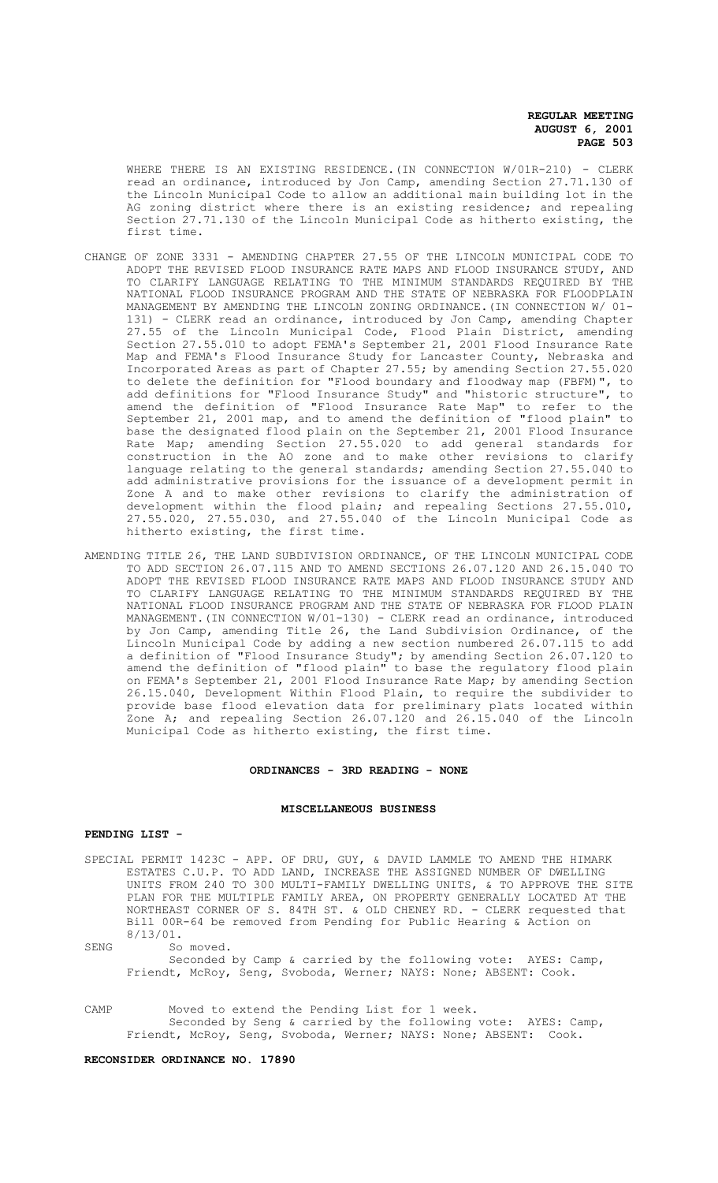WHERE THERE IS AN EXISTING RESIDENCE.(IN CONNECTION W/01R-210) - CLERK read an ordinance, introduced by Jon Camp, amending Section 27.71.130 of the Lincoln Municipal Code to allow an additional main building lot in the AG zoning district where there is an existing residence; and repealing Section 27.71.130 of the Lincoln Municipal Code as hitherto existing, the first time.

CHANGE OF ZONE 3331 - AMENDING CHAPTER 27.55 OF THE LINCOLN MUNICIPAL CODE TO ADOPT THE REVISED FLOOD INSURANCE RATE MAPS AND FLOOD INSURANCE STUDY, AND TO CLARIFY LANGUAGE RELATING TO THE MINIMUM STANDARDS REQUIRED BY THE NATIONAL FLOOD INSURANCE PROGRAM AND THE STATE OF NEBRASKA FOR FLOODPLAIN MANAGEMENT BY AMENDING THE LINCOLN ZONING ORDINANCE.(IN CONNECTION W/ 01-131) - CLERK read an ordinance, introduced by Jon Camp, amending Chapter 27.55 of the Lincoln Municipal Code, Flood Plain District, amending Section 27.55.010 to adopt FEMA's September 21, 2001 Flood Insurance Rate Map and FEMA's Flood Insurance Study for Lancaster County, Nebraska and Incorporated Areas as part of Chapter 27.55; by amending Section 27.55.020 to delete the definition for "Flood boundary and floodway map (FBFM)", to add definitions for "Flood Insurance Study" and "historic structure", to amend the definition of "Flood Insurance Rate Map" to refer to the September 21, 2001 map, and to amend the definition of "flood plain" to base the designated flood plain on the September 21, 2001 Flood Insurance Rate Map; amending Section 27.55.020 to add general standards for construction in the AO zone and to make other revisions to clarify language relating to the general standards; amending Section 27.55.040 to add administrative provisions for the issuance of a development permit in Zone A and to make other revisions to clarify the administration of development within the flood plain; and repealing Sections 27.55.010, 27.55.020, 27.55.030, and 27.55.040 of the Lincoln Municipal Code as hitherto existing, the first time.

AMENDING TITLE 26, THE LAND SUBDIVISION ORDINANCE, OF THE LINCOLN MUNICIPAL CODE TO ADD SECTION 26.07.115 AND TO AMEND SECTIONS 26.07.120 AND 26.15.040 TO ADOPT THE REVISED FLOOD INSURANCE RATE MAPS AND FLOOD INSURANCE STUDY AND TO CLARIFY LANGUAGE RELATING TO THE MINIMUM STANDARDS REQUIRED BY THE NATIONAL FLOOD INSURANCE PROGRAM AND THE STATE OF NEBRASKA FOR FLOOD PLAIN MANAGEMENT.(IN CONNECTION W/01-130) - CLERK read an ordinance, introduced by Jon Camp, amending Title 26, the Land Subdivision Ordinance, of the Lincoln Municipal Code by adding a new section numbered 26.07.115 to add a definition of "Flood Insurance Study"; by amending Section 26.07.120 to amend the definition of "flood plain" to base the regulatory flood plain on FEMA's September 21, 2001 Flood Insurance Rate Map; by amending Section 26.15.040, Development Within Flood Plain, to require the subdivider to provide base flood elevation data for preliminary plats located within Zone A; and repealing Section 26.07.120 and 26.15.040 of the Lincoln Municipal Code as hitherto existing, the first time.

## ORDINANCES - 3RD READING - NONE

## MISCELLANEOUS BUSINESS

**PENDING LIST -**

SPECIAL PERMIT 1423C - APP. OF DRU, GUY, & DAVID LAMMLE TO AMEND THE HIMARK ESTATES C.U.P. TO ADD LAND, INCREASE THE ASSIGNED NUMBER OF DWELLING UNITS FROM 240 TO 300 MULTI-FAMILY DWELLING UNITS, & TO APPROVE THE SITE PLAN FOR THE MULTIPLE FAMILY AREA, ON PROPERTY GENERALLY LOCATED AT THE NORTHEAST CORNER OF S. 84TH ST. & OLD CHENEY RD. - CLERK requested that Bill 00R-64 be removed from Pending for Public Hearing & Action on 8/13/01.

SENG So moved.
Seconded by Camp & carried by the following vote: AYES: Camp, Friendt, McRoy, Seng, Svoboda, Werner; NAYS: None; ABSENT: Cook.

CAMP Moved to extend the Pending List for 1 week.
Seconded by Seng & carried by the following vote: AYES: Camp, Friendt, McRoy, Seng, Svoboda, Werner; NAYS: None; ABSENT: Cook.

**RECONSIDER ORDINANCE NO. 17890**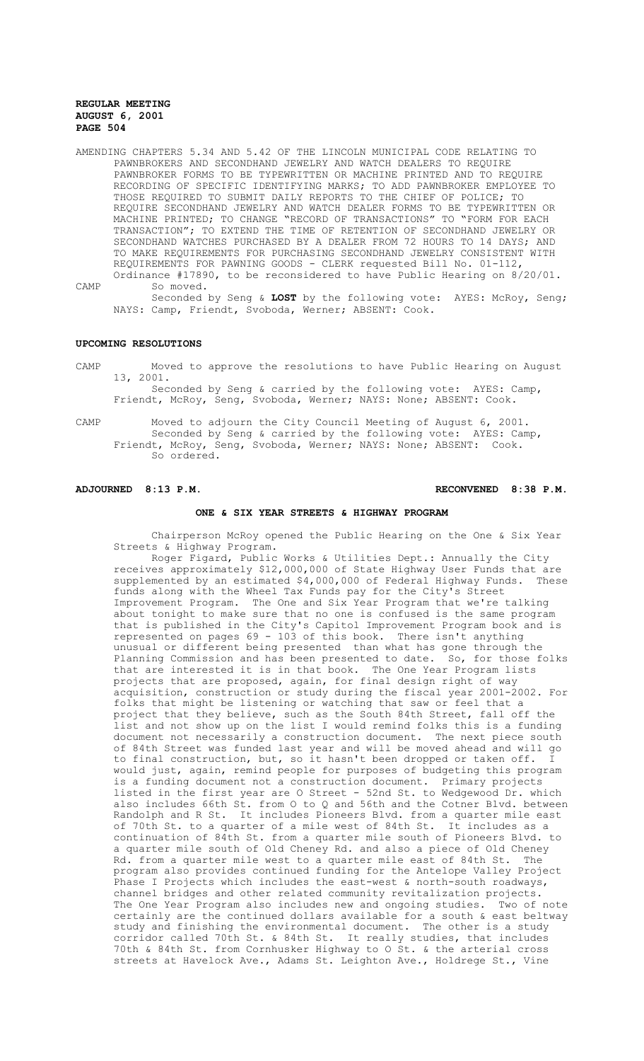AMENDING CHAPTERS 5.34 AND 5.42 OF THE LINCOLN MUNICIPAL CODE RELATING TO PAWNBROKERS AND SECONDHAND JEWELRY AND WATCH DEALERS TO REQUIRE PAWNBROKER FORMS TO BE TYPEWRITTEN OR MACHINE PRINTED AND TO REQUIRE RECORDING OF SPECIFIC IDENTIFYING MARKS; TO ADD PAWNBROKER EMPLOYEE TO THOSE REQUIRED TO SUBMIT DAILY REPORTS TO THE CHIEF OF POLICE; TO REQUIRE SECONDHAND JEWELRY AND WATCH DEALER FORMS TO BE TYPEWRITTEN OR MACHINE PRINTED; TO CHANGE "RECORD OF TRANSACTIONS" TO "FORM FOR EACH TRANSACTION"; TO EXTEND THE TIME OF RETENTION OF SECONDHAND JEWELRY OR SECONDHAND WATCHES PURCHASED BY A DEALER FROM 72 HOURS TO 14 DAYS; AND TO MAKE REQUIREMENTS FOR PURCHASING SECONDHAND JEWELRY CONSISTENT WITH REQUIREMENTS FOR PAWNING GOODS - CLERK requested Bill No. 01-112, Ordinance #17890, to be reconsidered to have Public Hearing on 8/20/01.

CAMP So moved.

Seconded by Seng & **LOST** by the following vote: AYES: McRoy, Seng; NAYS: Camp, Friendt, Svoboda, Werner; ABSENT: Cook.

**UPCOMING RESOLUTIONS**

CAMP Moved to approve the resolutions to have Public Hearing on August 13, 2001.

Seconded by Seng & carried by the following vote: AYES: Camp, Friendt, McRoy, Seng, Svoboda, Werner; NAYS: None; ABSENT: Cook.

CAMP Moved to adjourn the City Council Meeting of August 6, 2001.

Seconded by Seng & carried by the following vote: AYES: Camp, Friendt, McRoy, Seng, Svoboda, Werner; NAYS: None; ABSENT: Cook. So ordered.

**ADJOURNED 8:13 P.M.** **RECONVENED 8:38 P.M.**

**ONE & SIX YEAR STREETS & HIGHWAY PROGRAM**

Chairperson McRoy opened the Public Hearing on the One & Six Year Streets & Highway Program.

Roger Figard, Public Works & Utilities Dept.: Annually the City receives approximately $12,000,000 of State Highway User Funds that are supplemented by an estimated $4,000,000 of Federal Highway Funds. These funds along with the Wheel Tax Funds pay for the City's Street Improvement Program. The One and Six Year Program that we're talking about tonight to make sure that no one is confused is the same program that is published in the City's Capitol Improvement Program book and is represented on pages 69 - 103 of this book. There isn't anything unusual or different being presented than what has gone through the Planning Commission and has been presented to date. So, for those folks that are interested it is in that book. The One Year Program lists projects that are proposed, again, for final design right of way acquisition, construction or study during the fiscal year 2001-2002. For folks that might be listening or watching that saw or feel that a project that they believe, such as the South 84th Street, fall off the list and not show up on the list I would remind folks this is a funding document not necessarily a construction document. The next piece south of 84th Street was funded last year and will be moved ahead and will go to final construction, but, so it hasn't been dropped or taken off. I would just, again, remind people for purposes of budgeting this program is a funding document not a construction document. Primary projects listed in the first year are O Street - 52nd St. to Wedgewood Dr. which also includes 66th St. from O to Q and 56th and the Cotner Blvd. between Randolph and R St. It includes Pioneers Blvd. from a quarter mile east of 70th St. to a quarter of a mile west of 84th St. It includes as a continuation of 84th St. from a quarter mile south of Pioneers Blvd. to a quarter mile south of Old Cheney Rd. and also a piece of Old Cheney Rd. from a quarter mile west to a quarter mile east of 84th St. The program also provides continued funding for the Antelope Valley Project Phase I Projects which includes the east-west & north-south roadways, channel bridges and other related community revitalization projects. The One Year Program also includes new and ongoing studies. Two of note certainly are the continued dollars available for a south & east beltway study and finishing the environmental document. The other is a study corridor called 70th St. & 84th St. It really studies, that includes 70th & 84th St. from Cornhusker Highway to O St. & the arterial cross streets at Havelock Ave., Adams St. Leighton Ave., Holdrege St., Vine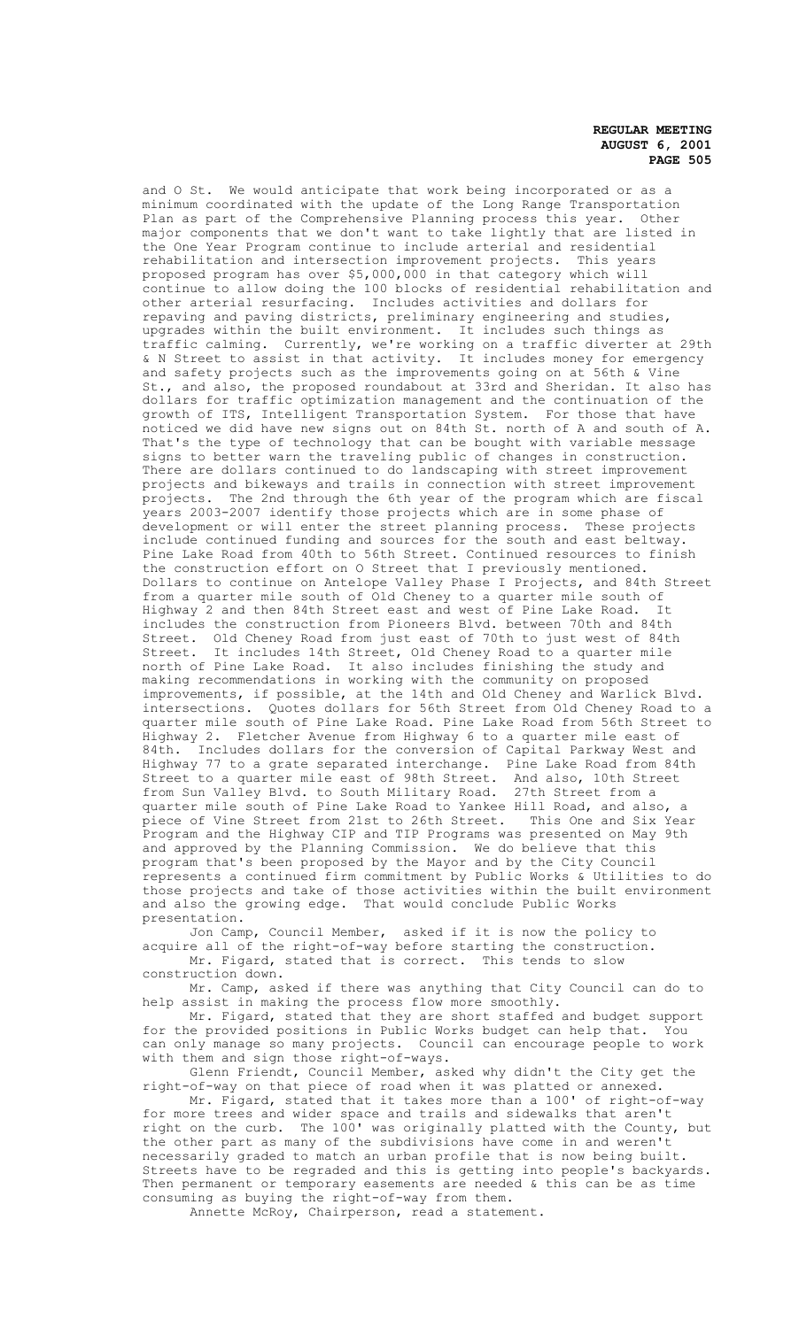and O St. We would anticipate that work being incorporated or as a minimum coordinated with the update of the Long Range Transportation Plan as part of the Comprehensive Planning process this year. Other major components that we don't want to take lightly that are listed in the One Year Program continue to include arterial and residential rehabilitation and intersection improvement projects. This years proposed program has over $5,000,000 in that category which will continue to allow doing the 100 blocks of residential rehabilitation and other arterial resurfacing. Includes activities and dollars for repaving and paving districts, preliminary engineering and studies, upgrades within the built environment. It includes such things as traffic calming. Currently, we're working on a traffic diverter at 29th & N Street to assist in that activity. It includes money for emergency and safety projects such as the improvements going on at 56th & Vine St., and also, the proposed roundabout at 33rd and Sheridan. It also has dollars for traffic optimization management and the continuation of the growth of ITS, Intelligent Transportation System. For those that have noticed we did have new signs out on 84th St. north of A and south of A. That's the type of technology that can be bought with variable message signs to better warn the traveling public of changes in construction. There are dollars continued to do landscaping with street improvement projects and bikeways and trails in connection with street improvement projects. The 2nd through the 6th year of the program which are fiscal years 2003-2007 identify those projects which are in some phase of development or will enter the street planning process. These projects include continued funding and sources for the south and east beltway. Pine Lake Road from 40th to 56th Street. Continued resources to finish the construction effort on O Street that I previously mentioned. Dollars to continue on Antelope Valley Phase I Projects, and 84th Street from a quarter mile south of Old Cheney to a quarter mile south of Highway 2 and then 84th Street east and west of Pine Lake Road. It includes the construction from Pioneers Blvd. between 70th and 84th Street. Old Cheney Road from just east of 70th to just west of 84th Street. It includes 14th Street, Old Cheney Road to a quarter mile north of Pine Lake Road. It also includes finishing the study and making recommendations in working with the community on proposed improvements, if possible, at the 14th and Old Cheney and Warlick Blvd. intersections. Quotes dollars for 56th Street from Old Cheney Road to a quarter mile south of Pine Lake Road. Pine Lake Road from 56th Street to Highway 2. Fletcher Avenue from Highway 6 to a quarter mile east of 84th. Includes dollars for the conversion of Capital Parkway West and Highway 77 to a grate separated interchange. Pine Lake Road from 84th Street to a quarter mile east of 98th Street. And also, 10th Street from Sun Valley Blvd. to South Military Road. 27th Street from a quarter mile south of Pine Lake Road to Yankee Hill Road, and also, a piece of Vine Street from 21st to 26th Street. This One and Six Year Program and the Highway CIP and TIP Programs was presented on May 9th and approved by the Planning Commission. We do believe that this program that's been proposed by the Mayor and by the City Council represents a continued firm commitment by Public Works & Utilities to do those projects and take of those activities within the built environment and also the growing edge. That would conclude Public Works presentation.

Jon Camp, Council Member, asked if it is now the policy to acquire all of the right-of-way before starting the construction.

Mr. Figard, stated that is correct. This tends to slow construction down.

Mr. Camp, asked if there was anything that City Council can do to help assist in making the process flow more smoothly.

Mr. Figard, stated that they are short staffed and budget support for the provided positions in Public Works budget can help that. You can only manage so many projects. Council can encourage people to work with them and sign those right-of-ways.

Glenn Friendt, Council Member, asked why didn't the City get the right-of-way on that piece of road when it was platted or annexed.

Mr. Figard, stated that it takes more than a 100' of right-of-way for more trees and wider space and trails and sidewalks that aren't right on the curb. The 100' was originally platted with the County, but the other part as many of the subdivisions have come in and weren't necessarily graded to match an urban profile that is now being built. Streets have to be regraded and this is getting into people's backyards. Then permanent or temporary easements are needed & this can be as time consuming as buying the right-of-way from them.

Annette McRoy, Chairperson, read a statement.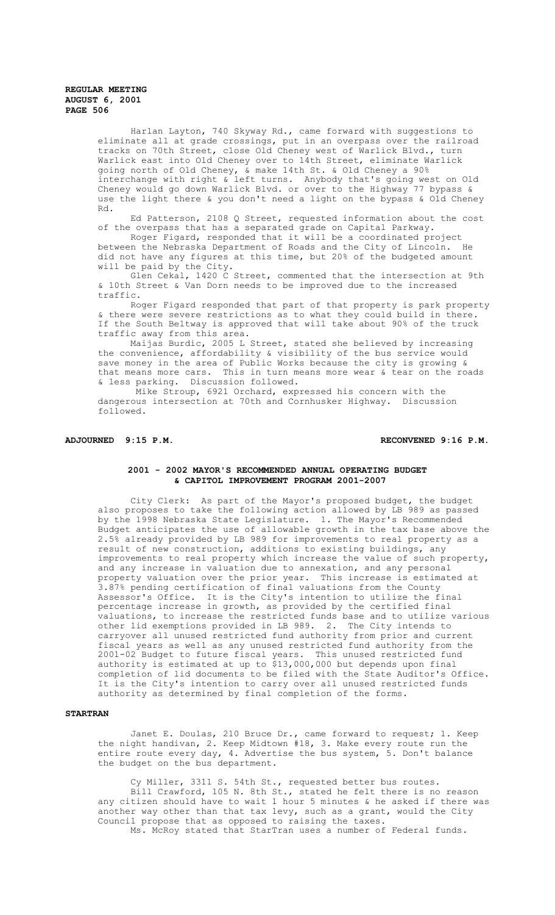Harlan Layton, 740 Skyway Rd., came forward with suggestions to eliminate all at grade crossings, put in an overpass over the railroad tracks on 70th Street, close Old Cheney west of Warlick Blvd., turn Warlick east into Old Cheney over to 14th Street, eliminate Warlick going north of Old Cheney, & make 14th St. & Old Cheney a 90% interchange with right & left turns. Anybody that's going west on Old Cheney would go down Warlick Blvd. or over to the Highway 77 bypass & use the light there & you don't need a light on the bypass & Old Cheney Rd.

Ed Patterson, 2108 Q Street, requested information about the cost of the overpass that has a separated grade on Capital Parkway.

Roger Figard, responded that it will be a coordinated project between the Nebraska Department of Roads and the City of Lincoln. He did not have any figures at this time, but 20% of the budgeted amount will be paid by the City.

Glen Cekal, 1420 C Street, commented that the intersection at 9th & 10th Street & Van Dorn needs to be improved due to the increased traffic.

Roger Figard responded that part of that property is park property & there were severe restrictions as to what they could build in there. If the South Beltway is approved that will take about 90% of the truck traffic away from this area.

Maijas Burdic, 2005 L Street, stated she believed by increasing the convenience, affordability & visibility of the bus service would save money in the area of Public Works because the city is growing & that means more cars. This in turn means more wear & tear on the roads & less parking. Discussion followed.

Mike Stroup, 6921 Orchard, expressed his concern with the dangerous intersection at 70th and Cornhusker Highway. Discussion followed.

**ADJOURNED 9:15 P.M.** **RECONVENED 9:16 P.M.**

## 2001 - 2002 MAYOR'S RECOMMENDED ANNUAL OPERATING BUDGET & CAPITOL IMPROVEMENT PROGRAM 2001-2007

City Clerk: As part of the Mayor's proposed budget, the budget also proposes to take the following action allowed by LB 989 as passed by the 1998 Nebraska State Legislature. 1. The Mayor's Recommended Budget anticipates the use of allowable growth in the tax base above the 2.5% already provided by LB 989 for improvements to real property as a result of new construction, additions to existing buildings, any improvements to real property which increase the value of such property, and any increase in valuation due to annexation, and any personal property valuation over the prior year. This increase is estimated at 3.87% pending certification of final valuations from the County Assessor's Office. It is the City's intention to utilize the final percentage increase in growth, as provided by the certified final valuations, to increase the restricted funds base and to utilize various other lid exemptions provided in LB 989. 2. The City intends to carryover all unused restricted fund authority from prior and current fiscal years as well as any unused restricted fund authority from the 2001-02 Budget to future fiscal years. This unused restricted fund authority is estimated at up to $13,000,000 but depends upon final completion of lid documents to be filed with the State Auditor's Office. It is the City's intention to carry over all unused restricted funds authority as determined by final completion of the forms.

**STARTRAN**

Janet E. Doulas, 210 Bruce Dr., came forward to request; 1. Keep the night handivan, 2. Keep Midtown #18, 3. Make every route run the entire route every day, 4. Advertise the bus system, 5. Don't balance the budget on the bus department.

Cy Miller, 3311 S. 54th St., requested better bus routes.

Bill Crawford, 105 N. 8th St., stated he felt there is no reason any citizen should have to wait 1 hour 5 minutes & he asked if there was another way other than that tax levy, such as a grant, would the City Council propose that as opposed to raising the taxes.

Ms. McRoy stated that StarTran uses a number of Federal funds.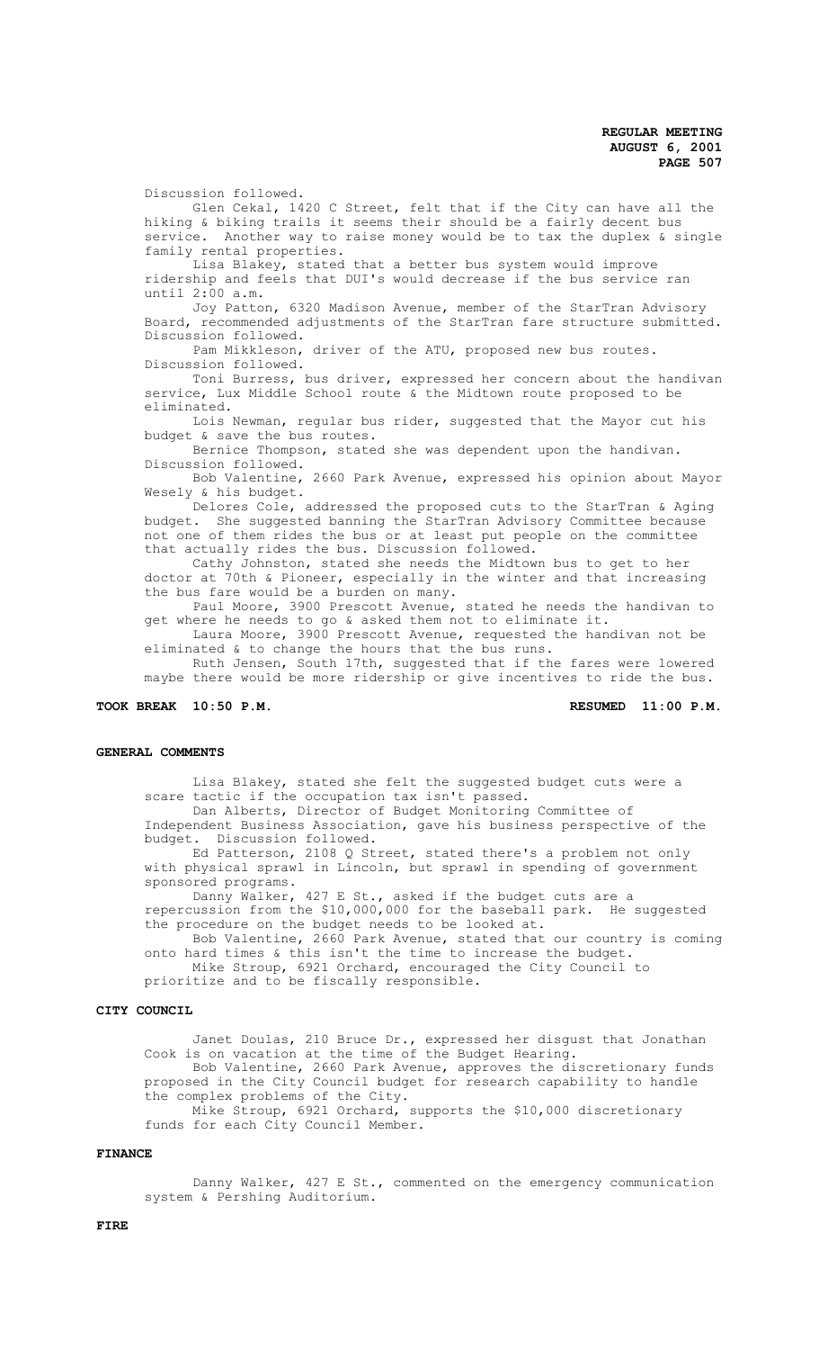Discussion followed.

Glen Cekal, 1420 C Street, felt that if the City can have all the hiking & biking trails it seems their should be a fairly decent bus service. Another way to raise money would be to tax the duplex & single family rental properties.

Lisa Blakey, stated that a better bus system would improve ridership and feels that DUI's would decrease if the bus service ran until 2:00 a.m.

Joy Patton, 6320 Madison Avenue, member of the StarTran Advisory Board, recommended adjustments of the StarTran fare structure submitted. Discussion followed.

Pam Mikkleson, driver of the ATU, proposed new bus routes. Discussion followed.

Toni Burress, bus driver, expressed her concern about the handivan service, Lux Middle School route & the Midtown route proposed to be eliminated.

Lois Newman, regular bus rider, suggested that the Mayor cut his budget & save the bus routes.

Bernice Thompson, stated she was dependent upon the handivan. Discussion followed.

Bob Valentine, 2660 Park Avenue, expressed his opinion about Mayor Wesely & his budget.

Delores Cole, addressed the proposed cuts to the StarTran & Aging budget. She suggested banning the StarTran Advisory Committee because not one of them rides the bus or at least put people on the committee that actually rides the bus. Discussion followed.

Cathy Johnston, stated she needs the Midtown bus to get to her doctor at 70th & Pioneer, especially in the winter and that increasing the bus fare would be a burden on many.

Paul Moore, 3900 Prescott Avenue, stated he needs the handivan to get where he needs to go & asked them not to eliminate it.

Laura Moore, 3900 Prescott Avenue, requested the handivan not be eliminated & to change the hours that the bus runs.

Ruth Jensen, South 17th, suggested that if the fares were lowered maybe there would be more ridership or give incentives to ride the bus.

**TOOK BREAK 10:50 P.M.** **RESUMED 11:00 P.M.**

**GENERAL COMMENTS**

Lisa Blakey, stated she felt the suggested budget cuts were a scare tactic if the occupation tax isn't passed.

Dan Alberts, Director of Budget Monitoring Committee of Independent Business Association, gave his business perspective of the budget. Discussion followed.

Ed Patterson, 2108 Q Street, stated there's a problem not only with physical sprawl in Lincoln, but sprawl in spending of government sponsored programs.

Danny Walker, 427 E St., asked if the budget cuts are a repercussion from the $10,000,000 for the baseball park. He suggested the procedure on the budget needs to be looked at.

Bob Valentine, 2660 Park Avenue, stated that our country is coming onto hard times & this isn't the time to increase the budget.

Mike Stroup, 6921 Orchard, encouraged the City Council to prioritize and to be fiscally responsible.

**CITY COUNCIL**

Janet Doulas, 210 Bruce Dr., expressed her disgust that Jonathan Cook is on vacation at the time of the Budget Hearing.

Bob Valentine, 2660 Park Avenue, approves the discretionary funds proposed in the City Council budget for research capability to handle the complex problems of the City.

Mike Stroup, 6921 Orchard, supports the $10,000 discretionary funds for each City Council Member.

**FINANCE**

Danny Walker, 427 E St., commented on the emergency communication system & Pershing Auditorium.

**FIRE**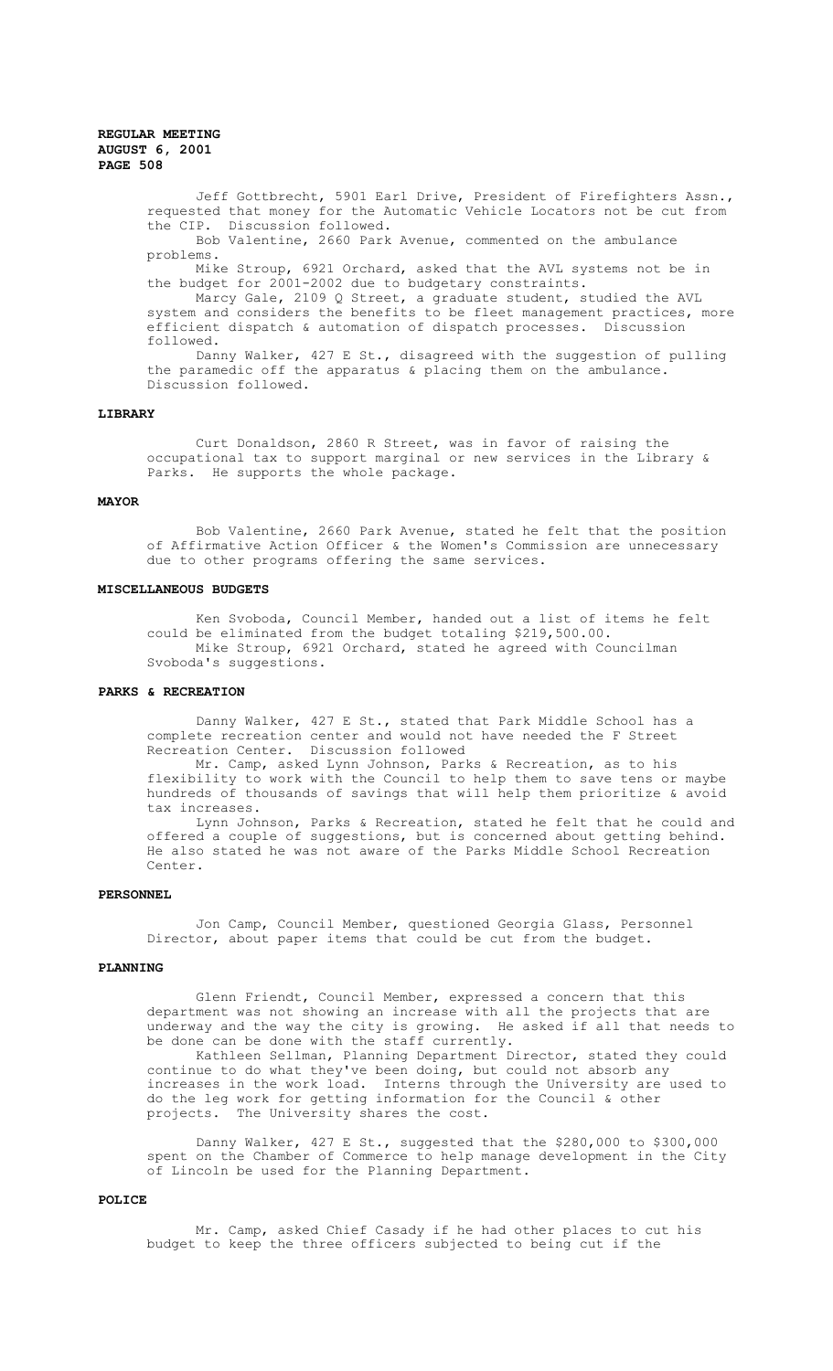Jeff Gottbrecht, 5901 Earl Drive, President of Firefighters Assn., requested that money for the Automatic Vehicle Locators not be cut from the CIP. Discussion followed.

Bob Valentine, 2660 Park Avenue, commented on the ambulance problems.

Mike Stroup, 6921 Orchard, asked that the AVL systems not be in the budget for 2001-2002 due to budgetary constraints.

Marcy Gale, 2109 Q Street, a graduate student, studied the AVL system and considers the benefits to be fleet management practices, more efficient dispatch & automation of dispatch processes. Discussion followed.

Danny Walker, 427 E St., disagreed with the suggestion of pulling the paramedic off the apparatus & placing them on the ambulance. Discussion followed.

## LIBRARY

Curt Donaldson, 2860 R Street, was in favor of raising the occupational tax to support marginal or new services in the Library & Parks. He supports the whole package.

## MAYOR

Bob Valentine, 2660 Park Avenue, stated he felt that the position of Affirmative Action Officer & the Women's Commission are unnecessary due to other programs offering the same services.

## MISCELLANEOUS BUDGETS

Ken Svoboda, Council Member, handed out a list of items he felt could be eliminated from the budget totaling $219,500.00.

Mike Stroup, 6921 Orchard, stated he agreed with Councilman Svoboda's suggestions.

## PARKS & RECREATION

Danny Walker, 427 E St., stated that Park Middle School has a complete recreation center and would not have needed the F Street Recreation Center. Discussion followed

Mr. Camp, asked Lynn Johnson, Parks & Recreation, as to his flexibility to work with the Council to help them to save tens or maybe hundreds of thousands of savings that will help them prioritize & avoid tax increases.

Lynn Johnson, Parks & Recreation, stated he felt that he could and offered a couple of suggestions, but is concerned about getting behind. He also stated he was not aware of the Parks Middle School Recreation Center.

## PERSONNEL

Jon Camp, Council Member, questioned Georgia Glass, Personnel Director, about paper items that could be cut from the budget.

## PLANNING

Glenn Friendt, Council Member, expressed a concern that this department was not showing an increase with all the projects that are underway and the way the city is growing. He asked if all that needs to be done can be done with the staff currently.

Kathleen Sellman, Planning Department Director, stated they could continue to do what they've been doing, but could not absorb any increases in the work load. Interns through the University are used to do the leg work for getting information for the Council & other projects. The University shares the cost.

Danny Walker, 427 E St., suggested that the $280,000 to $300,000 spent on the Chamber of Commerce to help manage development in the City of Lincoln be used for the Planning Department.

## POLICE

Mr. Camp, asked Chief Casady if he had other places to cut his budget to keep the three officers subjected to being cut if the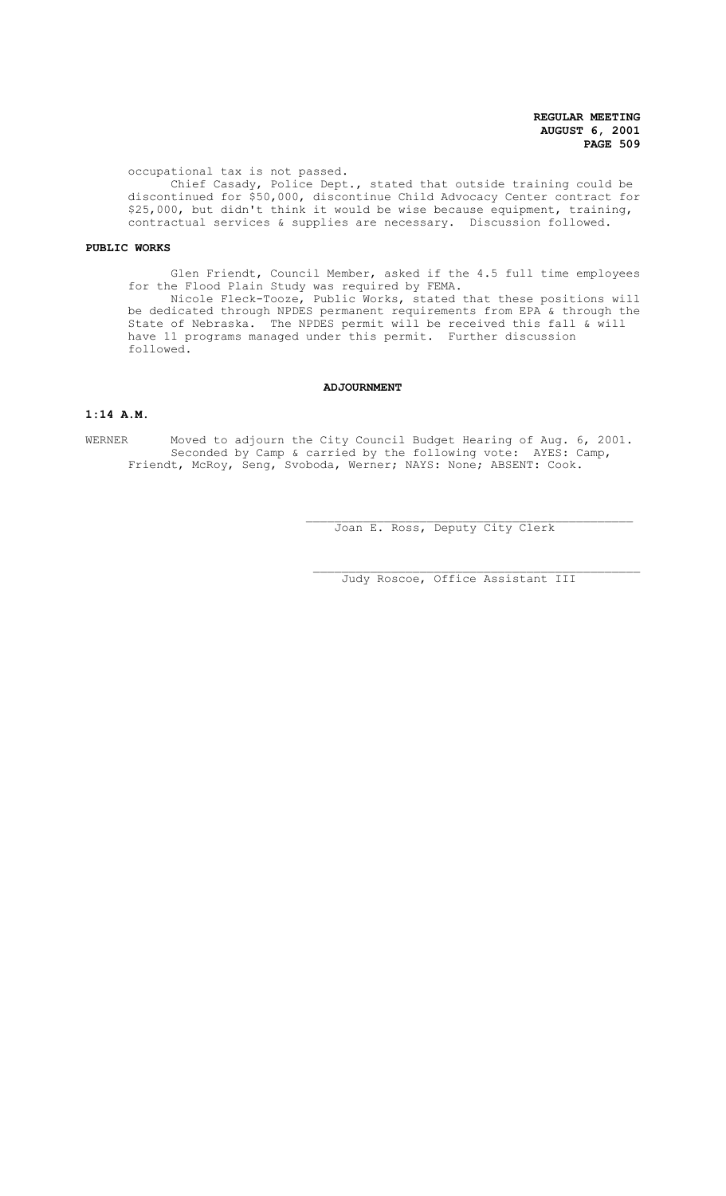occupational tax is not passed.

Chief Casady, Police Dept., stated that outside training could be discontinued for $50,000, discontinue Child Advocacy Center contract for $25,000, but didn't think it would be wise because equipment, training, contractual services & supplies are necessary. Discussion followed.

**PUBLIC WORKS**

Glen Friendt, Council Member, asked if the 4.5 full time employees for the Flood Plain Study was required by FEMA.

Nicole Fleck-Tooze, Public Works, stated that these positions will be dedicated through NPDES permanent requirements from EPA & through the State of Nebraska. The NPDES permit will be received this fall & will have 11 programs managed under this permit. Further discussion followed.

**ADJOURNMENT**

**1:14 A.M.**

WERNER Moved to adjourn the City Council Budget Hearing of Aug. 6, 2001. Seconded by Camp & carried by the following vote: AYES: Camp, Friendt, McRoy, Seng, Svoboda, Werner; NAYS: None; ABSENT: Cook.

\_\_\_\_\_\_\_\_\_\_\_\_\_\_\_\_\_\_\_\_\_\_\_\_\_\_\_\_\_\_\_\_\_\_\_\_\_\_\_\_\_\_\_\_

Joan E. Ross, Deputy City Clerk

\_\_\_\_\_\_\_\_\_\_\_\_\_\_\_\_\_\_\_\_\_\_\_\_\_\_\_\_\_\_\_\_\_\_\_\_\_\_\_\_\_\_\_\_

Judy Roscoe, Office Assistant III